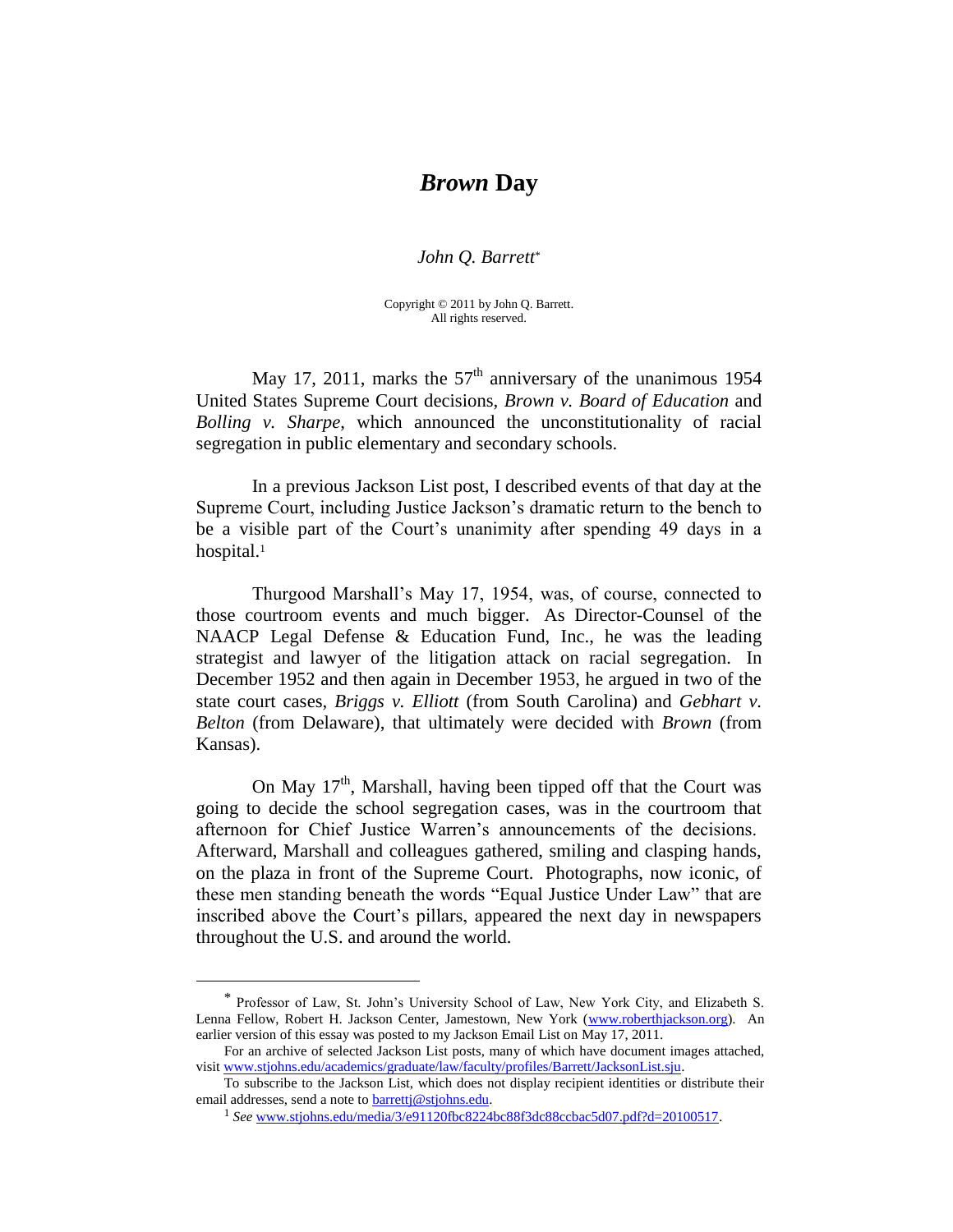# *Brown* Day

*John Q. Barrett*[*]

Copyright © 2011 by John Q. Barrett.
All rights reserved.

May 17, 2011, marks the 57th anniversary of the unanimous 1954 United States Supreme Court decisions, *Brown v. Board of Education* and *Bolling v. Sharpe*, which announced the unconstitutionality of racial segregation in public elementary and secondary schools.

In a previous Jackson List post, I described events of that day at the Supreme Court, including Justice Jackson's dramatic return to the bench to be a visible part of the Court's unanimity after spending 49 days in a hospital.[1]

Thurgood Marshall's May 17, 1954, was, of course, connected to those courtroom events and much bigger. As Director-Counsel of the NAACP Legal Defense & Education Fund, Inc., he was the leading strategist and lawyer of the litigation attack on racial segregation. In December 1952 and then again in December 1953, he argued in two of the state court cases, *Briggs v. Elliott* (from South Carolina) and *Gebhart v. Belton* (from Delaware), that ultimately were decided with *Brown* (from Kansas).

On May 17th, Marshall, having been tipped off that the Court was going to decide the school segregation cases, was in the courtroom that afternoon for Chief Justice Warren's announcements of the decisions. Afterward, Marshall and colleagues gathered, smiling and clasping hands, on the plaza in front of the Supreme Court. Photographs, now iconic, of these men standing beneath the words "Equal Justice Under Law" that are inscribed above the Court's pillars, appeared the next day in newspapers throughout the U.S. and around the world.

---

[*] Professor of Law, St. John's University School of Law, New York City, and Elizabeth S. Lenna Fellow, Robert H. Jackson Center, Jamestown, New York (www.roberthjackson.org). An earlier version of this essay was posted to my Jackson Email List on May 17, 2011.

For an archive of selected Jackson List posts, many of which have document images attached, visit www.stjohns.edu/academics/graduate/law/faculty/profiles/Barrett/JacksonList.sju.

To subscribe to the Jackson List, which does not display recipient identities or distribute their email addresses, send a note to barrettj@stjohns.edu.

[1] *See* www.stjohns.edu/media/3/e91120fbc8224bc88f3dc88ccbac5d07.pdf?d=20100517.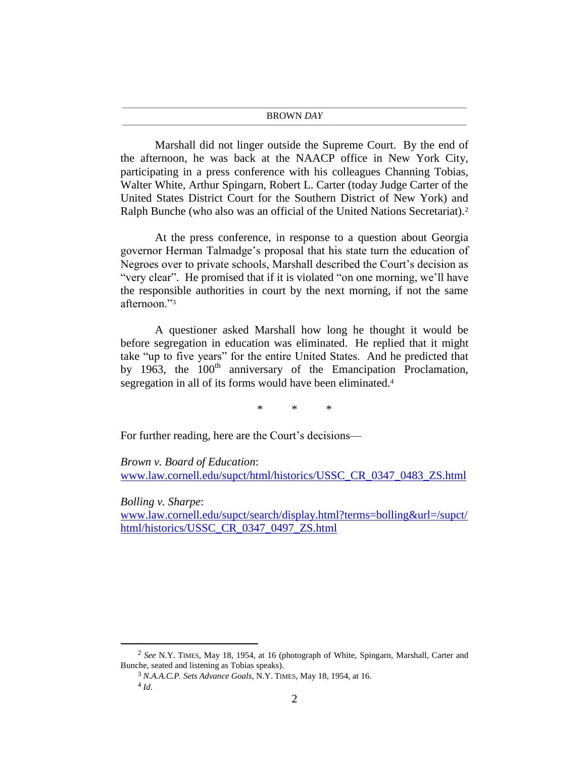Marshall did not linger outside the Supreme Court. By the end of the afternoon, he was back at the NAACP office in New York City, participating in a press conference with his colleagues Channing Tobias, Walter White, Arthur Spingarn, Robert L. Carter (today Judge Carter of the United States District Court for the Southern District of New York) and Ralph Bunche (who also was an official of the United Nations Secretariat).[2]

At the press conference, in response to a question about Georgia governor Herman Talmadge's proposal that his state turn the education of Negroes over to private schools, Marshall described the Court's decision as "very clear". He promised that if it is violated "on one morning, we'll have the responsible authorities in court by the next morning, if not the same afternoon."[3]

A questioner asked Marshall how long he thought it would be before segregation in education was eliminated. He replied that it might take "up to five years" for the entire United States. And he predicted that by 1963, the 100th anniversary of the Emancipation Proclamation, segregation in all of its forms would have been eliminated.[4]

\* \* \*

For further reading, here are the Court's decisions—

*Brown v. Board of Education*:
www.law.cornell.edu/supct/html/historics/USSC_CR_0347_0483_ZS.html

*Bolling v. Sharpe*:
www.law.cornell.edu/supct/search/display.html?terms=bolling&url=/supct/html/historics/USSC_CR_0347_0497_ZS.html

---

[2] *See* N.Y. TIMES, May 18, 1954, at 16 (photograph of White, Spingarn, Marshall, Carter and Bunche, seated and listening as Tobias speaks).

[3] *N.A.A.C.P. Sets Advance Goals*, N.Y. TIMES, May 18, 1954, at 16.

[4] *Id.*